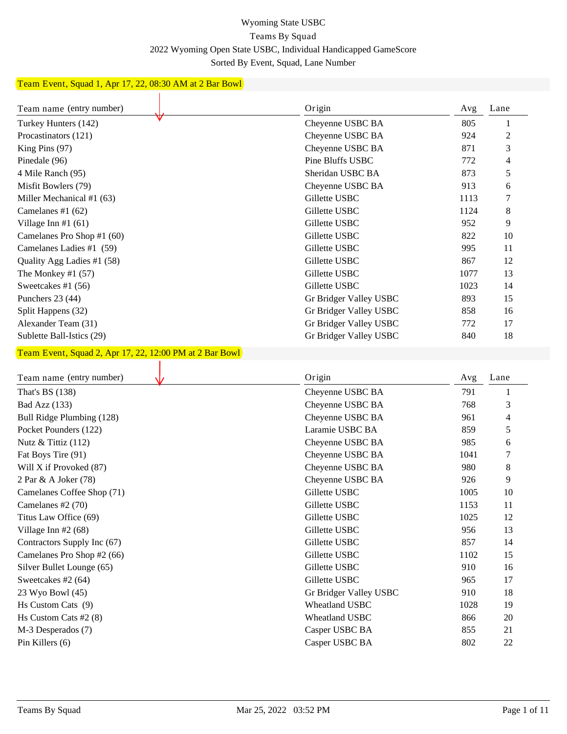# Wyoming State USBC

## Teams By Squad

### 2022 Wyoming Open State USBC, Individual Handicapped GameScore

Sorted By Event, Squad, Lane Number

**Team Event, Squad 1, Apr 17, 22, 08:30 AM at 2 Bar Bowl**

| Team name (entry number) | Origin | Avg | Lane |
|---|---|---|---|
| Turkey Hunters (142) | Cheyenne USBC BA | 805 | 1 |
| Procastinators (121) | Cheyenne USBC BA | 924 | 2 |
| King Pins (97) | Cheyenne USBC BA | 871 | 3 |
| Pinedale (96) | Pine Bluffs USBC | 772 | 4 |
| 4 Mile Ranch (95) | Sheridan USBC BA | 873 | 5 |
| Misfit Bowlers (79) | Cheyenne USBC BA | 913 | 6 |
| Miller Mechanical #1 (63) | Gillette USBC | 1113 | 7 |
| Camelanes #1 (62) | Gillette USBC | 1124 | 8 |
| Village Inn #1 (61) | Gillette USBC | 952 | 9 |
| Camelanes Pro Shop #1 (60) | Gillette USBC | 822 | 10 |
| Camelanes Ladies #1 (59) | Gillette USBC | 995 | 11 |
| Quality Agg Ladies #1 (58) | Gillette USBC | 867 | 12 |
| The Monkey #1 (57) | Gillette USBC | 1077 | 13 |
| Sweetcakes #1 (56) | Gillette USBC | 1023 | 14 |
| Punchers 23 (44) | Gr Bridger Valley USBC | 893 | 15 |
| Split Happens (32) | Gr Bridger Valley USBC | 858 | 16 |
| Alexander Team (31) | Gr Bridger Valley USBC | 772 | 17 |
| Sublette Ball-Istics (29) | Gr Bridger Valley USBC | 840 | 18 |

**Team Event, Squad 2, Apr 17, 22, 12:00 PM at 2 Bar Bowl**

| Team name (entry number) | Origin | Avg | Lane |
|---|---|---|---|
| That's BS (138) | Cheyenne USBC BA | 791 | 1 |
| Bad Azz (133) | Cheyenne USBC BA | 768 | 3 |
| Bull Ridge Plumbing (128) | Cheyenne USBC BA | 961 | 4 |
| Pocket Pounders (122) | Laramie USBC BA | 859 | 5 |
| Nutz & Tittiz (112) | Cheyenne USBC BA | 985 | 6 |
| Fat Boys Tire (91) | Cheyenne USBC BA | 1041 | 7 |
| Will X if Provoked (87) | Cheyenne USBC BA | 980 | 8 |
| 2 Par & A Joker (78) | Cheyenne USBC BA | 926 | 9 |
| Camelanes Coffee Shop (71) | Gillette USBC | 1005 | 10 |
| Camelanes #2 (70) | Gillette USBC | 1153 | 11 |
| Titus Law Office (69) | Gillette USBC | 1025 | 12 |
| Village Inn #2 (68) | Gillette USBC | 956 | 13 |
| Contractors Supply Inc (67) | Gillette USBC | 857 | 14 |
| Camelanes Pro Shop #2 (66) | Gillette USBC | 1102 | 15 |
| Silver Bullet Lounge (65) | Gillette USBC | 910 | 16 |
| Sweetcakes #2 (64) | Gillette USBC | 965 | 17 |
| 23 Wyo Bowl (45) | Gr Bridger Valley USBC | 910 | 18 |
| Hs Custom Cats (9) | Wheatland USBC | 1028 | 19 |
| Hs Custom Cats #2 (8) | Wheatland USBC | 866 | 20 |
| M-3 Desperados (7) | Casper USBC BA | 855 | 21 |
| Pin Killers (6) | Casper USBC BA | 802 | 22 |

Teams By Squad — Mar 25, 2022 03:52 PM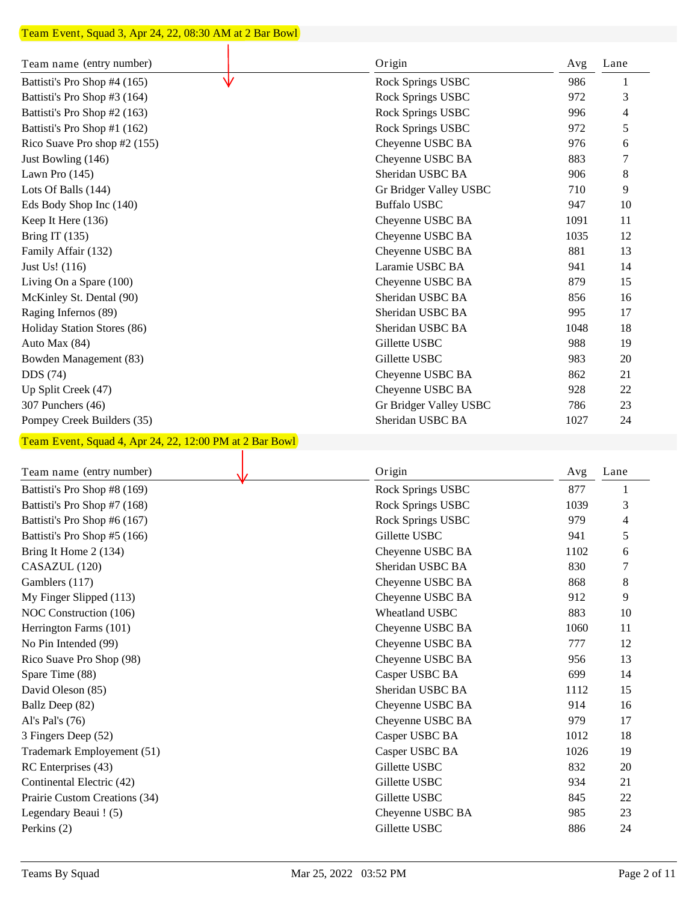## Team Event, Squad 3, Apr 24, 22, 08:30 AM at 2 Bar Bowl

| Team name (entry number) | Origin | Avg | Lane |
|---|---|---|---|
| Battisti's Pro Shop #4 (165) | Rock Springs USBC | 986 | 1 |
| Battisti's Pro Shop #3 (164) | Rock Springs USBC | 972 | 3 |
| Battisti's Pro Shop #2 (163) | Rock Springs USBC | 996 | 4 |
| Battisti's Pro Shop #1 (162) | Rock Springs USBC | 972 | 5 |
| Rico Suave Pro shop #2 (155) | Cheyenne USBC BA | 976 | 6 |
| Just Bowling (146) | Cheyenne USBC BA | 883 | 7 |
| Lawn Pro (145) | Sheridan USBC BA | 906 | 8 |
| Lots Of Balls (144) | Gr Bridger Valley USBC | 710 | 9 |
| Eds Body Shop Inc (140) | Buffalo USBC | 947 | 10 |
| Keep It Here (136) | Cheyenne USBC BA | 1091 | 11 |
| Bring IT (135) | Cheyenne USBC BA | 1035 | 12 |
| Family Affair (132) | Cheyenne USBC BA | 881 | 13 |
| Just Us! (116) | Laramie USBC BA | 941 | 14 |
| Living On a Spare (100) | Cheyenne USBC BA | 879 | 15 |
| McKinley St. Dental (90) | Sheridan USBC BA | 856 | 16 |
| Raging Infernos (89) | Sheridan USBC BA | 995 | 17 |
| Holiday Station Stores (86) | Sheridan USBC BA | 1048 | 18 |
| Auto Max (84) | Gillette USBC | 988 | 19 |
| Bowden Management (83) | Gillette USBC | 983 | 20 |
| DDS (74) | Cheyenne USBC BA | 862 | 21 |
| Up Split Creek (47) | Cheyenne USBC BA | 928 | 22 |
| 307 Punchers (46) | Gr Bridger Valley USBC | 786 | 23 |
| Pompey Creek Builders (35) | Sheridan USBC BA | 1027 | 24 |

## Team Event, Squad 4, Apr 24, 22, 12:00 PM at 2 Bar Bowl

| Team name (entry number) | Origin | Avg | Lane |
|---|---|---|---|
| Battisti's Pro Shop #8 (169) | Rock Springs USBC | 877 | 1 |
| Battisti's Pro Shop #7 (168) | Rock Springs USBC | 1039 | 3 |
| Battisti's Pro Shop #6 (167) | Rock Springs USBC | 979 | 4 |
| Battisti's Pro Shop #5 (166) | Gillette USBC | 941 | 5 |
| Bring It Home 2 (134) | Cheyenne USBC BA | 1102 | 6 |
| CASAZUL (120) | Sheridan USBC BA | 830 | 7 |
| Gamblers (117) | Cheyenne USBC BA | 868 | 8 |
| My Finger Slipped (113) | Cheyenne USBC BA | 912 | 9 |
| NOC Construction (106) | Wheatland USBC | 883 | 10 |
| Herrington Farms (101) | Cheyenne USBC BA | 1060 | 11 |
| No Pin Intended (99) | Cheyenne USBC BA | 777 | 12 |
| Rico Suave Pro Shop (98) | Cheyenne USBC BA | 956 | 13 |
| Spare Time (88) | Casper USBC BA | 699 | 14 |
| David Oleson (85) | Sheridan USBC BA | 1112 | 15 |
| Ballz Deep (82) | Cheyenne USBC BA | 914 | 16 |
| Al's Pal's (76) | Cheyenne USBC BA | 979 | 17 |
| 3 Fingers Deep (52) | Casper USBC BA | 1012 | 18 |
| Trademark Employement (51) | Casper USBC BA | 1026 | 19 |
| RC Enterprises (43) | Gillette USBC | 832 | 20 |
| Continental Electric (42) | Gillette USBC | 934 | 21 |
| Prairie Custom Creations (34) | Gillette USBC | 845 | 22 |
| Legendary Beaui ! (5) | Cheyenne USBC BA | 985 | 23 |
| Perkins (2) | Gillette USBC | 886 | 24 |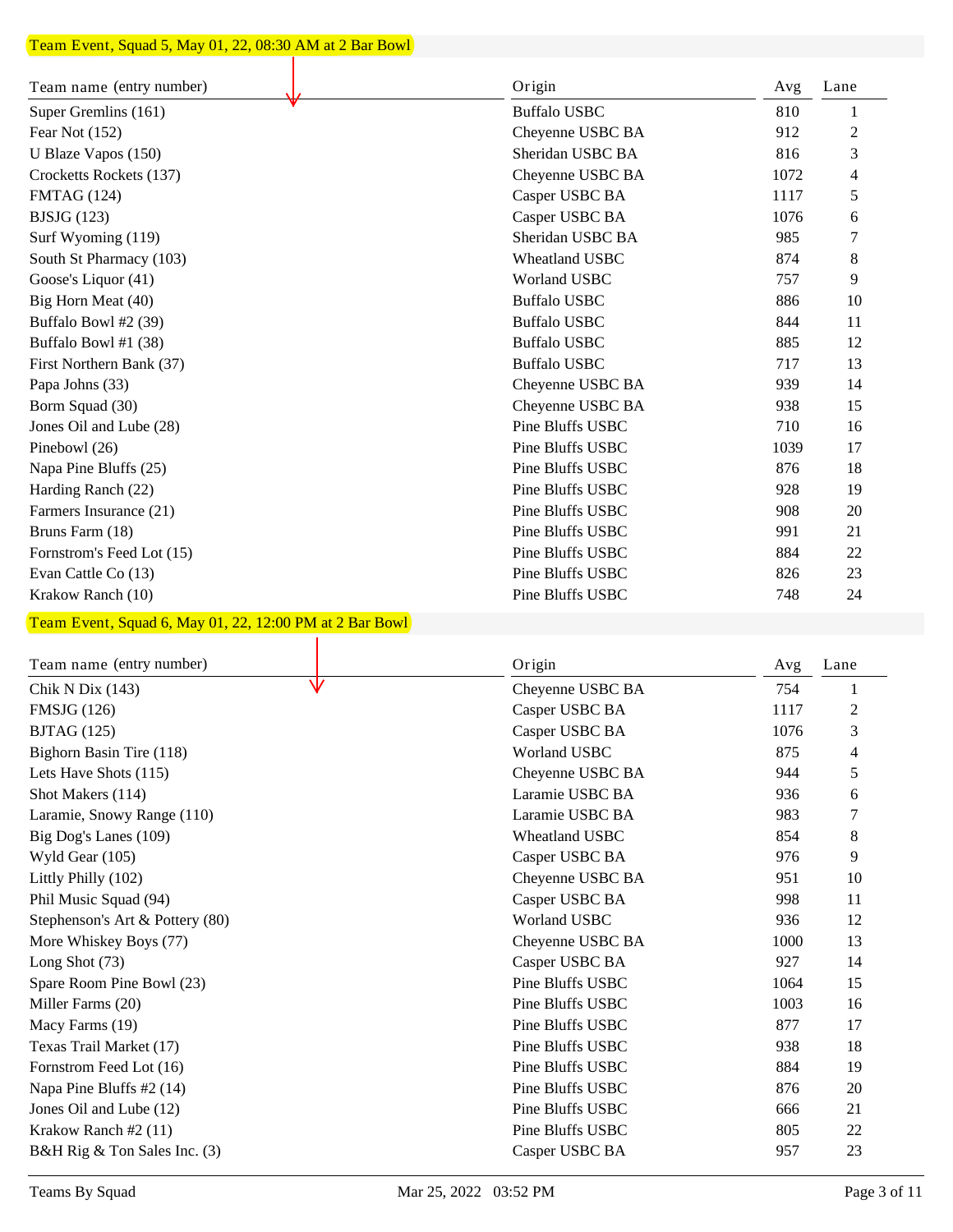## Team Event, Squad 5, May 01, 22, 08:30 AM at 2 Bar Bowl

| Team name (entry number) | Origin | Avg | Lane |
|---|---|---|---|
| Super Gremlins (161) | Buffalo USBC | 810 | 1 |
| Fear Not (152) | Cheyenne USBC BA | 912 | 2 |
| U Blaze Vapos (150) | Sheridan USBC BA | 816 | 3 |
| Crocketts Rockets (137) | Cheyenne USBC BA | 1072 | 4 |
| FMTAG (124) | Casper USBC BA | 1117 | 5 |
| BJSJG (123) | Casper USBC BA | 1076 | 6 |
| Surf Wyoming (119) | Sheridan USBC BA | 985 | 7 |
| South St Pharmacy (103) | Wheatland USBC | 874 | 8 |
| Goose's Liquor (41) | Worland USBC | 757 | 9 |
| Big Horn Meat (40) | Buffalo USBC | 886 | 10 |
| Buffalo Bowl #2 (39) | Buffalo USBC | 844 | 11 |
| Buffalo Bowl #1 (38) | Buffalo USBC | 885 | 12 |
| First Northern Bank (37) | Buffalo USBC | 717 | 13 |
| Papa Johns (33) | Cheyenne USBC BA | 939 | 14 |
| Borm Squad (30) | Cheyenne USBC BA | 938 | 15 |
| Jones Oil and Lube (28) | Pine Bluffs USBC | 710 | 16 |
| Pinebowl (26) | Pine Bluffs USBC | 1039 | 17 |
| Napa Pine Bluffs (25) | Pine Bluffs USBC | 876 | 18 |
| Harding Ranch (22) | Pine Bluffs USBC | 928 | 19 |
| Farmers Insurance (21) | Pine Bluffs USBC | 908 | 20 |
| Bruns Farm (18) | Pine Bluffs USBC | 991 | 21 |
| Fornstrom's Feed Lot (15) | Pine Bluffs USBC | 884 | 22 |
| Evan Cattle Co (13) | Pine Bluffs USBC | 826 | 23 |
| Krakow Ranch (10) | Pine Bluffs USBC | 748 | 24 |

## Team Event, Squad 6, May 01, 22, 12:00 PM at 2 Bar Bowl

| Team name (entry number) | Origin | Avg | Lane |
|---|---|---|---|
| Chik N Dix (143) | Cheyenne USBC BA | 754 | 1 |
| FMSJG (126) | Casper USBC BA | 1117 | 2 |
| BJTAG (125) | Casper USBC BA | 1076 | 3 |
| Bighorn Basin Tire (118) | Worland USBC | 875 | 4 |
| Lets Have Shots (115) | Cheyenne USBC BA | 944 | 5 |
| Shot Makers (114) | Laramie USBC BA | 936 | 6 |
| Laramie, Snowy Range (110) | Laramie USBC BA | 983 | 7 |
| Big Dog's Lanes (109) | Wheatland USBC | 854 | 8 |
| Wyld Gear (105) | Casper USBC BA | 976 | 9 |
| Littly Philly (102) | Cheyenne USBC BA | 951 | 10 |
| Phil Music Squad (94) | Casper USBC BA | 998 | 11 |
| Stephenson's Art & Pottery (80) | Worland USBC | 936 | 12 |
| More Whiskey Boys (77) | Cheyenne USBC BA | 1000 | 13 |
| Long Shot (73) | Casper USBC BA | 927 | 14 |
| Spare Room Pine Bowl (23) | Pine Bluffs USBC | 1064 | 15 |
| Miller Farms (20) | Pine Bluffs USBC | 1003 | 16 |
| Macy Farms (19) | Pine Bluffs USBC | 877 | 17 |
| Texas Trail Market (17) | Pine Bluffs USBC | 938 | 18 |
| Fornstrom Feed Lot (16) | Pine Bluffs USBC | 884 | 19 |
| Napa Pine Bluffs #2 (14) | Pine Bluffs USBC | 876 | 20 |
| Jones Oil and Lube (12) | Pine Bluffs USBC | 666 | 21 |
| Krakow Ranch #2 (11) | Pine Bluffs USBC | 805 | 22 |
| B&H Rig & Ton Sales Inc. (3) | Casper USBC BA | 957 | 23 |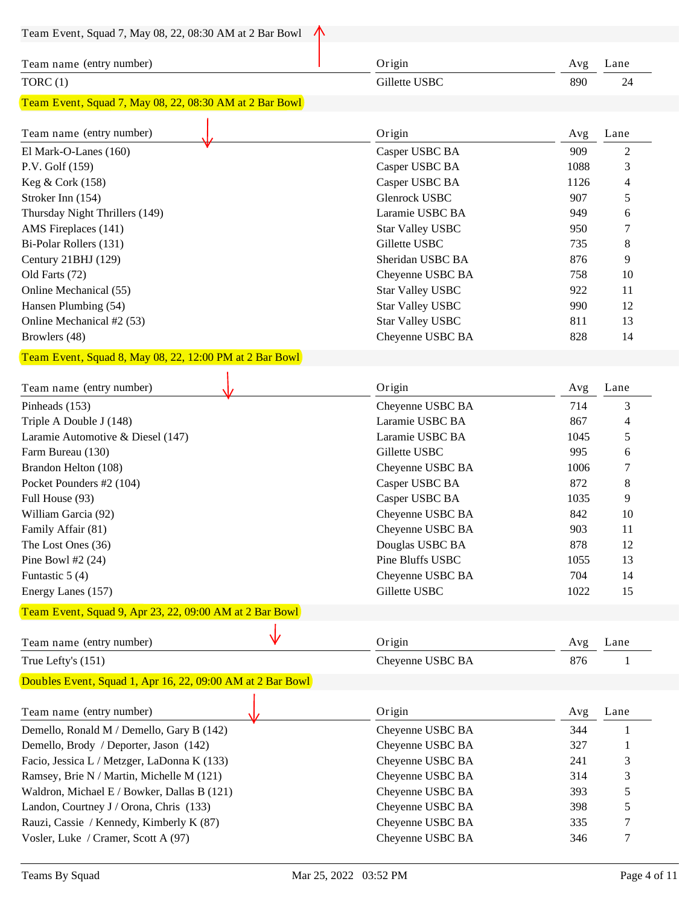## Team Event, Squad 7, May 08, 22, 08:30 AM at 2 Bar Bowl

| Team name (entry number) | Origin | Avg | Lane |
|---|---|---|---|
| TORC (1) | Gillette USBC | 890 | 24 |

## Team Event, Squad 7, May 08, 22, 08:30 AM at 2 Bar Bowl

| Team name (entry number) | Origin | Avg | Lane |
|---|---|---|---|
| El Mark-O-Lanes (160) | Casper USBC BA | 909 | 2 |
| P.V. Golf (159) | Casper USBC BA | 1088 | 3 |
| Keg & Cork (158) | Casper USBC BA | 1126 | 4 |
| Stroker Inn (154) | Glenrock USBC | 907 | 5 |
| Thursday Night Thrillers (149) | Laramie USBC BA | 949 | 6 |
| AMS Fireplaces (141) | Star Valley USBC | 950 | 7 |
| Bi-Polar Rollers (131) | Gillette USBC | 735 | 8 |
| Century 21BHJ (129) | Sheridan USBC BA | 876 | 9 |
| Old Farts (72) | Cheyenne USBC BA | 758 | 10 |
| Online Mechanical (55) | Star Valley USBC | 922 | 11 |
| Hansen Plumbing (54) | Star Valley USBC | 990 | 12 |
| Online Mechanical #2 (53) | Star Valley USBC | 811 | 13 |
| Browlers (48) | Cheyenne USBC BA | 828 | 14 |

## Team Event, Squad 8, May 08, 22, 12:00 PM at 2 Bar Bowl

| Team name (entry number) | Origin | Avg | Lane |
|---|---|---|---|
| Pinheads (153) | Cheyenne USBC BA | 714 | 3 |
| Triple A Double J (148) | Laramie USBC BA | 867 | 4 |
| Laramie Automotive & Diesel (147) | Laramie USBC BA | 1045 | 5 |
| Farm Bureau (130) | Gillette USBC | 995 | 6 |
| Brandon Helton (108) | Cheyenne USBC BA | 1006 | 7 |
| Pocket Pounders #2 (104) | Casper USBC BA | 872 | 8 |
| Full House (93) | Casper USBC BA | 1035 | 9 |
| William Garcia (92) | Cheyenne USBC BA | 842 | 10 |
| Family Affair (81) | Cheyenne USBC BA | 903 | 11 |
| The Lost Ones (36) | Douglas USBC BA | 878 | 12 |
| Pine Bowl #2 (24) | Pine Bluffs USBC | 1055 | 13 |
| Funtastic 5 (4) | Cheyenne USBC BA | 704 | 14 |
| Energy Lanes (157) | Gillette USBC | 1022 | 15 |

## Team Event, Squad 9, Apr 23, 22, 09:00 AM at 2 Bar Bowl

| Team name (entry number) | Origin | Avg | Lane |
|---|---|---|---|
| True Lefty's (151) | Cheyenne USBC BA | 876 | 1 |

## Doubles Event, Squad 1, Apr 16, 22, 09:00 AM at 2 Bar Bowl

| Team name (entry number) | Origin | Avg | Lane |
|---|---|---|---|
| Demello, Ronald M / Demello, Gary B (142) | Cheyenne USBC BA | 344 | 1 |
| Demello, Brody / Deporter, Jason (142) | Cheyenne USBC BA | 327 | 1 |
| Facio, Jessica L / Metzger, LaDonna K (133) | Cheyenne USBC BA | 241 | 3 |
| Ramsey, Brie N / Martin, Michelle M (121) | Cheyenne USBC BA | 314 | 3 |
| Waldron, Michael E / Bowker, Dallas B (121) | Cheyenne USBC BA | 393 | 5 |
| Landon, Courtney J / Orona, Chris (133) | Cheyenne USBC BA | 398 | 5 |
| Rauzi, Cassie / Kennedy, Kimberly K (87) | Cheyenne USBC BA | 335 | 7 |
| Vosler, Luke / Cramer, Scott A (97) | Cheyenne USBC BA | 346 | 7 |

Teams By Squad    Mar 25, 2022 03:52 PM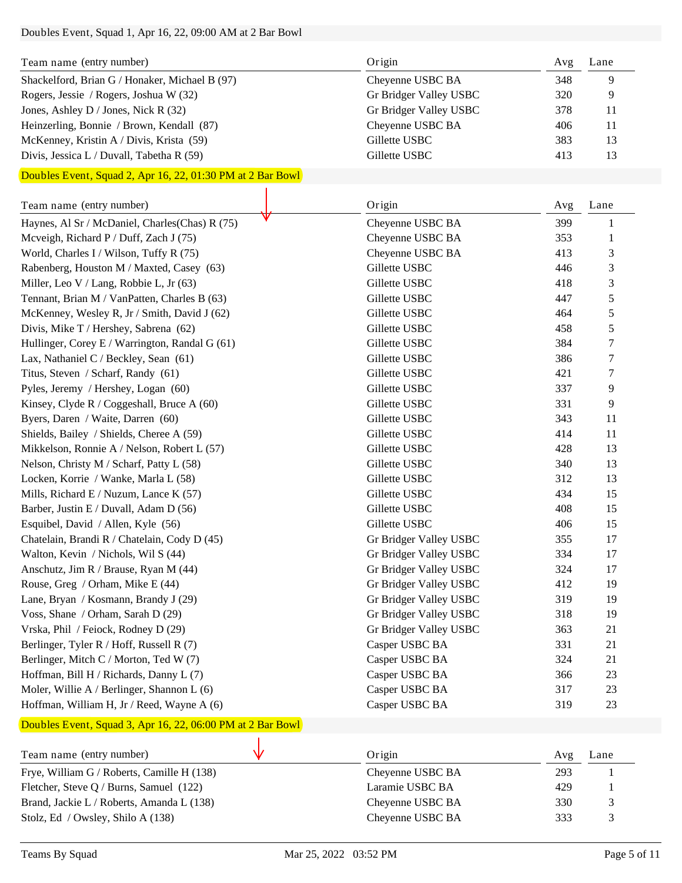## Doubles Event, Squad 1, Apr 16, 22, 09:00 AM at 2 Bar Bowl

| Team name (entry number) | Origin | Avg | Lane |
|---|---|---|---|
| Shackelford, Brian G / Honaker, Michael B (97) | Cheyenne USBC BA | 348 | 9 |
| Rogers, Jessie / Rogers, Joshua W (32) | Gr Bridger Valley USBC | 320 | 9 |
| Jones, Ashley D / Jones, Nick R (32) | Gr Bridger Valley USBC | 378 | 11 |
| Heinzerling, Bonnie / Brown, Kendall (87) | Cheyenne USBC BA | 406 | 11 |
| McKenney, Kristin A / Divis, Krista (59) | Gillette USBC | 383 | 13 |
| Divis, Jessica L / Duvall, Tabetha R (59) | Gillette USBC | 413 | 13 |

## Doubles Event, Squad 2, Apr 16, 22, 01:30 PM at 2 Bar Bowl

| Team name (entry number) | Origin | Avg | Lane |
|---|---|---|---|
| Haynes, Al Sr / McDaniel, Charles(Chas) R (75) | Cheyenne USBC BA | 399 | 1 |
| Mcveigh, Richard P / Duff, Zach J (75) | Cheyenne USBC BA | 353 | 1 |
| World, Charles I / Wilson, Tuffy R (75) | Cheyenne USBC BA | 413 | 3 |
| Rabenberg, Houston M / Maxted, Casey (63) | Gillette USBC | 446 | 3 |
| Miller, Leo V / Lang, Robbie L, Jr (63) | Gillette USBC | 418 | 3 |
| Tennant, Brian M / VanPatten, Charles B (63) | Gillette USBC | 447 | 5 |
| McKenney, Wesley R, Jr / Smith, David J (62) | Gillette USBC | 464 | 5 |
| Divis, Mike T / Hershey, Sabrena (62) | Gillette USBC | 458 | 5 |
| Hullinger, Corey E / Warrington, Randal G (61) | Gillette USBC | 384 | 7 |
| Lax, Nathaniel C / Beckley, Sean (61) | Gillette USBC | 386 | 7 |
| Titus, Steven / Scharf, Randy (61) | Gillette USBC | 421 | 7 |
| Pyles, Jeremy / Hershey, Logan (60) | Gillette USBC | 337 | 9 |
| Kinsey, Clyde R / Coggeshall, Bruce A (60) | Gillette USBC | 331 | 9 |
| Byers, Daren / Waite, Darren (60) | Gillette USBC | 343 | 11 |
| Shields, Bailey / Shields, Cheree A (59) | Gillette USBC | 414 | 11 |
| Mikkelson, Ronnie A / Nelson, Robert L (57) | Gillette USBC | 428 | 13 |
| Nelson, Christy M / Scharf, Patty L (58) | Gillette USBC | 340 | 13 |
| Locken, Korrie / Wanke, Marla L (58) | Gillette USBC | 312 | 13 |
| Mills, Richard E / Nuzum, Lance K (57) | Gillette USBC | 434 | 15 |
| Barber, Justin E / Duvall, Adam D (56) | Gillette USBC | 408 | 15 |
| Esquibel, David / Allen, Kyle (56) | Gillette USBC | 406 | 15 |
| Chatelain, Brandi R / Chatelain, Cody D (45) | Gr Bridger Valley USBC | 355 | 17 |
| Walton, Kevin / Nichols, Wil S (44) | Gr Bridger Valley USBC | 334 | 17 |
| Anschutz, Jim R / Brause, Ryan M (44) | Gr Bridger Valley USBC | 324 | 17 |
| Rouse, Greg / Orham, Mike E (44) | Gr Bridger Valley USBC | 412 | 19 |
| Lane, Bryan / Kosmann, Brandy J (29) | Gr Bridger Valley USBC | 319 | 19 |
| Voss, Shane / Orham, Sarah D (29) | Gr Bridger Valley USBC | 318 | 19 |
| Vrska, Phil / Feiock, Rodney D (29) | Gr Bridger Valley USBC | 363 | 21 |
| Berlinger, Tyler R / Hoff, Russell R (7) | Casper USBC BA | 331 | 21 |
| Berlinger, Mitch C / Morton, Ted W (7) | Casper USBC BA | 324 | 21 |
| Hoffman, Bill H / Richards, Danny L (7) | Casper USBC BA | 366 | 23 |
| Moler, Willie A / Berlinger, Shannon L (6) | Casper USBC BA | 317 | 23 |
| Hoffman, William H, Jr / Reed, Wayne A (6) | Casper USBC BA | 319 | 23 |

## Doubles Event, Squad 3, Apr 16, 22, 06:00 PM at 2 Bar Bowl

| Team name (entry number) | Origin | Avg | Lane |
|---|---|---|---|
| Frye, William G / Roberts, Camille H (138) | Cheyenne USBC BA | 293 | 1 |
| Fletcher, Steve Q / Burns, Samuel (122) | Laramie USBC BA | 429 | 1 |
| Brand, Jackie L / Roberts, Amanda L (138) | Cheyenne USBC BA | 330 | 3 |
| Stolz, Ed / Owsley, Shilo A (138) | Cheyenne USBC BA | 333 | 3 |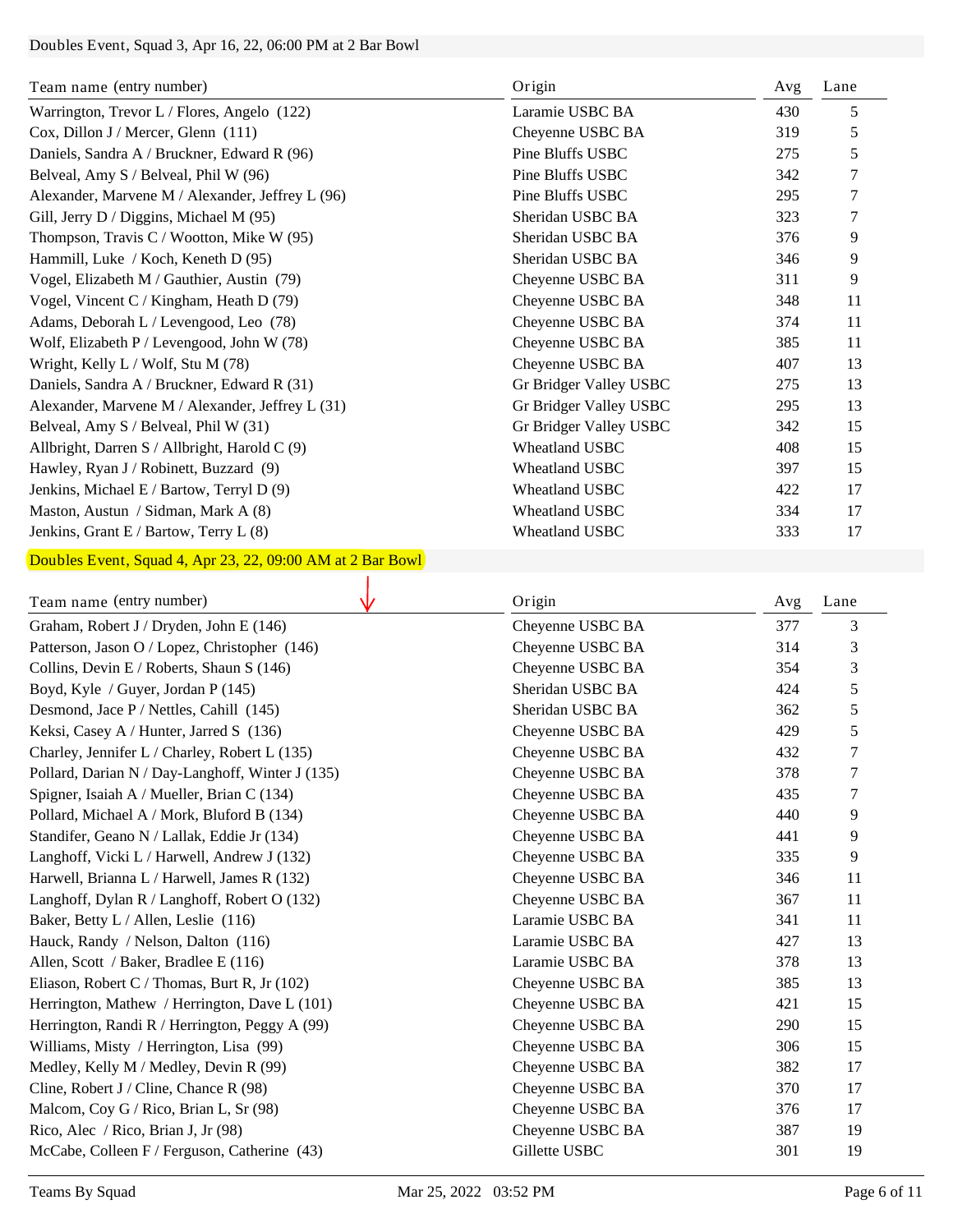## Doubles Event, Squad 3, Apr 16, 22, 06:00 PM at 2 Bar Bowl

| Team name (entry number) | Origin | Avg | Lane |
|---|---|---|---|
| Warrington, Trevor L / Flores, Angelo (122) | Laramie USBC BA | 430 | 5 |
| Cox, Dillon J / Mercer, Glenn (111) | Cheyenne USBC BA | 319 | 5 |
| Daniels, Sandra A / Bruckner, Edward R (96) | Pine Bluffs USBC | 275 | 5 |
| Belveal, Amy S / Belveal, Phil W (96) | Pine Bluffs USBC | 342 | 7 |
| Alexander, Marvene M / Alexander, Jeffrey L (96) | Pine Bluffs USBC | 295 | 7 |
| Gill, Jerry D / Diggins, Michael M (95) | Sheridan USBC BA | 323 | 7 |
| Thompson, Travis C / Wootton, Mike W (95) | Sheridan USBC BA | 376 | 9 |
| Hammill, Luke / Koch, Keneth D (95) | Sheridan USBC BA | 346 | 9 |
| Vogel, Elizabeth M / Gauthier, Austin (79) | Cheyenne USBC BA | 311 | 9 |
| Vogel, Vincent C / Kingham, Heath D (79) | Cheyenne USBC BA | 348 | 11 |
| Adams, Deborah L / Levengood, Leo (78) | Cheyenne USBC BA | 374 | 11 |
| Wolf, Elizabeth P / Levengood, John W (78) | Cheyenne USBC BA | 385 | 11 |
| Wright, Kelly L / Wolf, Stu M (78) | Cheyenne USBC BA | 407 | 13 |
| Daniels, Sandra A / Bruckner, Edward R (31) | Gr Bridger Valley USBC | 275 | 13 |
| Alexander, Marvene M / Alexander, Jeffrey L (31) | Gr Bridger Valley USBC | 295 | 13 |
| Belveal, Amy S / Belveal, Phil W (31) | Gr Bridger Valley USBC | 342 | 15 |
| Allbright, Darren S / Allbright, Harold C (9) | Wheatland USBC | 408 | 15 |
| Hawley, Ryan J / Robinett, Buzzard (9) | Wheatland USBC | 397 | 15 |
| Jenkins, Michael E / Bartow, Terryl D (9) | Wheatland USBC | 422 | 17 |
| Maston, Austun / Sidman, Mark A (8) | Wheatland USBC | 334 | 17 |
| Jenkins, Grant E / Bartow, Terry L (8) | Wheatland USBC | 333 | 17 |

## Doubles Event, Squad 4, Apr 23, 22, 09:00 AM at 2 Bar Bowl

| Team name (entry number) | Origin | Avg | Lane |
|---|---|---|---|
| Graham, Robert J / Dryden, John E (146) | Cheyenne USBC BA | 377 | 3 |
| Patterson, Jason O / Lopez, Christopher (146) | Cheyenne USBC BA | 314 | 3 |
| Collins, Devin E / Roberts, Shaun S (146) | Cheyenne USBC BA | 354 | 3 |
| Boyd, Kyle / Guyer, Jordan P (145) | Sheridan USBC BA | 424 | 5 |
| Desmond, Jace P / Nettles, Cahill (145) | Sheridan USBC BA | 362 | 5 |
| Keksi, Casey A / Hunter, Jarred S (136) | Cheyenne USBC BA | 429 | 5 |
| Charley, Jennifer L / Charley, Robert L (135) | Cheyenne USBC BA | 432 | 7 |
| Pollard, Darian N / Day-Langhoff, Winter J (135) | Cheyenne USBC BA | 378 | 7 |
| Spigner, Isaiah A / Mueller, Brian C (134) | Cheyenne USBC BA | 435 | 7 |
| Pollard, Michael A / Mork, Bluford B (134) | Cheyenne USBC BA | 440 | 9 |
| Standifer, Geano N / Lallak, Eddie Jr (134) | Cheyenne USBC BA | 441 | 9 |
| Langhoff, Vicki L / Harwell, Andrew J (132) | Cheyenne USBC BA | 335 | 9 |
| Harwell, Brianna L / Harwell, James R (132) | Cheyenne USBC BA | 346 | 11 |
| Langhoff, Dylan R / Langhoff, Robert O (132) | Cheyenne USBC BA | 367 | 11 |
| Baker, Betty L / Allen, Leslie (116) | Laramie USBC BA | 341 | 11 |
| Hauck, Randy / Nelson, Dalton (116) | Laramie USBC BA | 427 | 13 |
| Allen, Scott / Baker, Bradlee E (116) | Laramie USBC BA | 378 | 13 |
| Eliason, Robert C / Thomas, Burt R, Jr (102) | Cheyenne USBC BA | 385 | 13 |
| Herrington, Mathew / Herrington, Dave L (101) | Cheyenne USBC BA | 421 | 15 |
| Herrington, Randi R / Herrington, Peggy A (99) | Cheyenne USBC BA | 290 | 15 |
| Williams, Misty / Herrington, Lisa (99) | Cheyenne USBC BA | 306 | 15 |
| Medley, Kelly M / Medley, Devin R (99) | Cheyenne USBC BA | 382 | 17 |
| Cline, Robert J / Cline, Chance R (98) | Cheyenne USBC BA | 370 | 17 |
| Malcom, Coy G / Rico, Brian L, Sr (98) | Cheyenne USBC BA | 376 | 17 |
| Rico, Alec / Rico, Brian J, Jr (98) | Cheyenne USBC BA | 387 | 19 |
| McCabe, Colleen F / Ferguson, Catherine (43) | Gillette USBC | 301 | 19 |

Teams By Squad — Mar 25, 2022 03:52 PM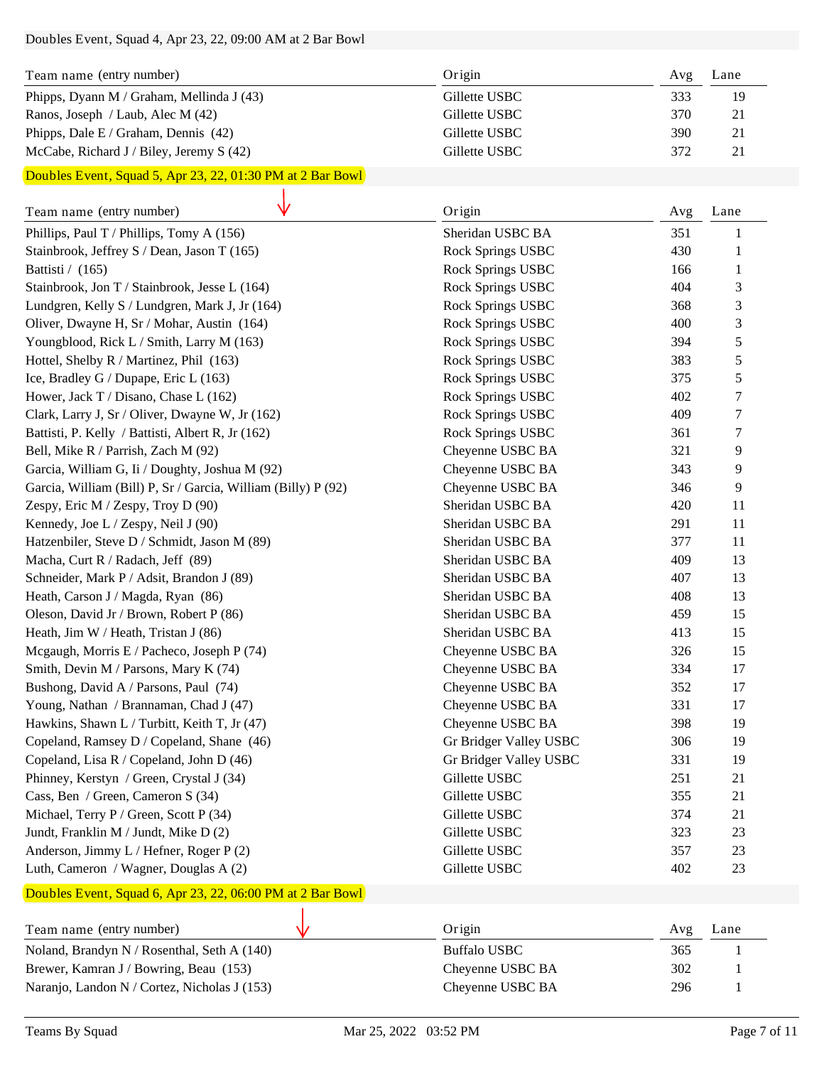## Doubles Event, Squad 4, Apr 23, 22, 09:00 AM at 2 Bar Bowl

| Team name (entry number) | Origin | Avg | Lane |
|---|---|---|---|
| Phipps, Dyann M / Graham, Mellinda J (43) | Gillette USBC | 333 | 19 |
| Ranos, Joseph / Laub, Alec M (42) | Gillette USBC | 370 | 21 |
| Phipps, Dale E / Graham, Dennis (42) | Gillette USBC | 390 | 21 |
| McCabe, Richard J / Biley, Jeremy S (42) | Gillette USBC | 372 | 21 |

## Doubles Event, Squad 5, Apr 23, 22, 01:30 PM at 2 Bar Bowl

| Team name (entry number) | Origin | Avg | Lane |
|---|---|---|---|
| Phillips, Paul T / Phillips, Tomy A (156) | Sheridan USBC BA | 351 | 1 |
| Stainbrook, Jeffrey S / Dean, Jason T (165) | Rock Springs USBC | 430 | 1 |
| Battisti / (165) | Rock Springs USBC | 166 | 1 |
| Stainbrook, Jon T / Stainbrook, Jesse L (164) | Rock Springs USBC | 404 | 3 |
| Lundgren, Kelly S / Lundgren, Mark J, Jr (164) | Rock Springs USBC | 368 | 3 |
| Oliver, Dwayne H, Sr / Mohar, Austin (164) | Rock Springs USBC | 400 | 3 |
| Youngblood, Rick L / Smith, Larry M (163) | Rock Springs USBC | 394 | 5 |
| Hottel, Shelby R / Martinez, Phil (163) | Rock Springs USBC | 383 | 5 |
| Ice, Bradley G / Dupape, Eric L (163) | Rock Springs USBC | 375 | 5 |
| Hower, Jack T / Disano, Chase L (162) | Rock Springs USBC | 402 | 7 |
| Clark, Larry J, Sr / Oliver, Dwayne W, Jr (162) | Rock Springs USBC | 409 | 7 |
| Battisti, P. Kelly / Battisti, Albert R, Jr (162) | Rock Springs USBC | 361 | 7 |
| Bell, Mike R / Parrish, Zach M (92) | Cheyenne USBC BA | 321 | 9 |
| Garcia, William G, Ii / Doughty, Joshua M (92) | Cheyenne USBC BA | 343 | 9 |
| Garcia, William (Bill) P, Sr / Garcia, William (Billy) P (92) | Cheyenne USBC BA | 346 | 9 |
| Zespy, Eric M / Zespy, Troy D (90) | Sheridan USBC BA | 420 | 11 |
| Kennedy, Joe L / Zespy, Neil J (90) | Sheridan USBC BA | 291 | 11 |
| Hatzenbiler, Steve D / Schmidt, Jason M (89) | Sheridan USBC BA | 377 | 11 |
| Macha, Curt R / Radach, Jeff (89) | Sheridan USBC BA | 409 | 13 |
| Schneider, Mark P / Adsit, Brandon J (89) | Sheridan USBC BA | 407 | 13 |
| Heath, Carson J / Magda, Ryan (86) | Sheridan USBC BA | 408 | 13 |
| Oleson, David Jr / Brown, Robert P (86) | Sheridan USBC BA | 459 | 15 |
| Heath, Jim W / Heath, Tristan J (86) | Sheridan USBC BA | 413 | 15 |
| Mcgaugh, Morris E / Pacheco, Joseph P (74) | Cheyenne USBC BA | 326 | 15 |
| Smith, Devin M / Parsons, Mary K (74) | Cheyenne USBC BA | 334 | 17 |
| Bushong, David A / Parsons, Paul (74) | Cheyenne USBC BA | 352 | 17 |
| Young, Nathan / Brannaman, Chad J (47) | Cheyenne USBC BA | 331 | 17 |
| Hawkins, Shawn L / Turbitt, Keith T, Jr (47) | Cheyenne USBC BA | 398 | 19 |
| Copeland, Ramsey D / Copeland, Shane (46) | Gr Bridger Valley USBC | 306 | 19 |
| Copeland, Lisa R / Copeland, John D (46) | Gr Bridger Valley USBC | 331 | 19 |
| Phinney, Kerstyn / Green, Crystal J (34) | Gillette USBC | 251 | 21 |
| Cass, Ben / Green, Cameron S (34) | Gillette USBC | 355 | 21 |
| Michael, Terry P / Green, Scott P (34) | Gillette USBC | 374 | 21 |
| Jundt, Franklin M / Jundt, Mike D (2) | Gillette USBC | 323 | 23 |
| Anderson, Jimmy L / Hefner, Roger P (2) | Gillette USBC | 357 | 23 |
| Luth, Cameron / Wagner, Douglas A (2) | Gillette USBC | 402 | 23 |

## Doubles Event, Squad 6, Apr 23, 22, 06:00 PM at 2 Bar Bowl

| Team name (entry number) | Origin | Avg | Lane |
|---|---|---|---|
| Noland, Brandyn N / Rosenthal, Seth A (140) | Buffalo USBC | 365 | 1 |
| Brewer, Kamran J / Bowring, Beau (153) | Cheyenne USBC BA | 302 | 1 |
| Naranjo, Landon N / Cortez, Nicholas J (153) | Cheyenne USBC BA | 296 | 1 |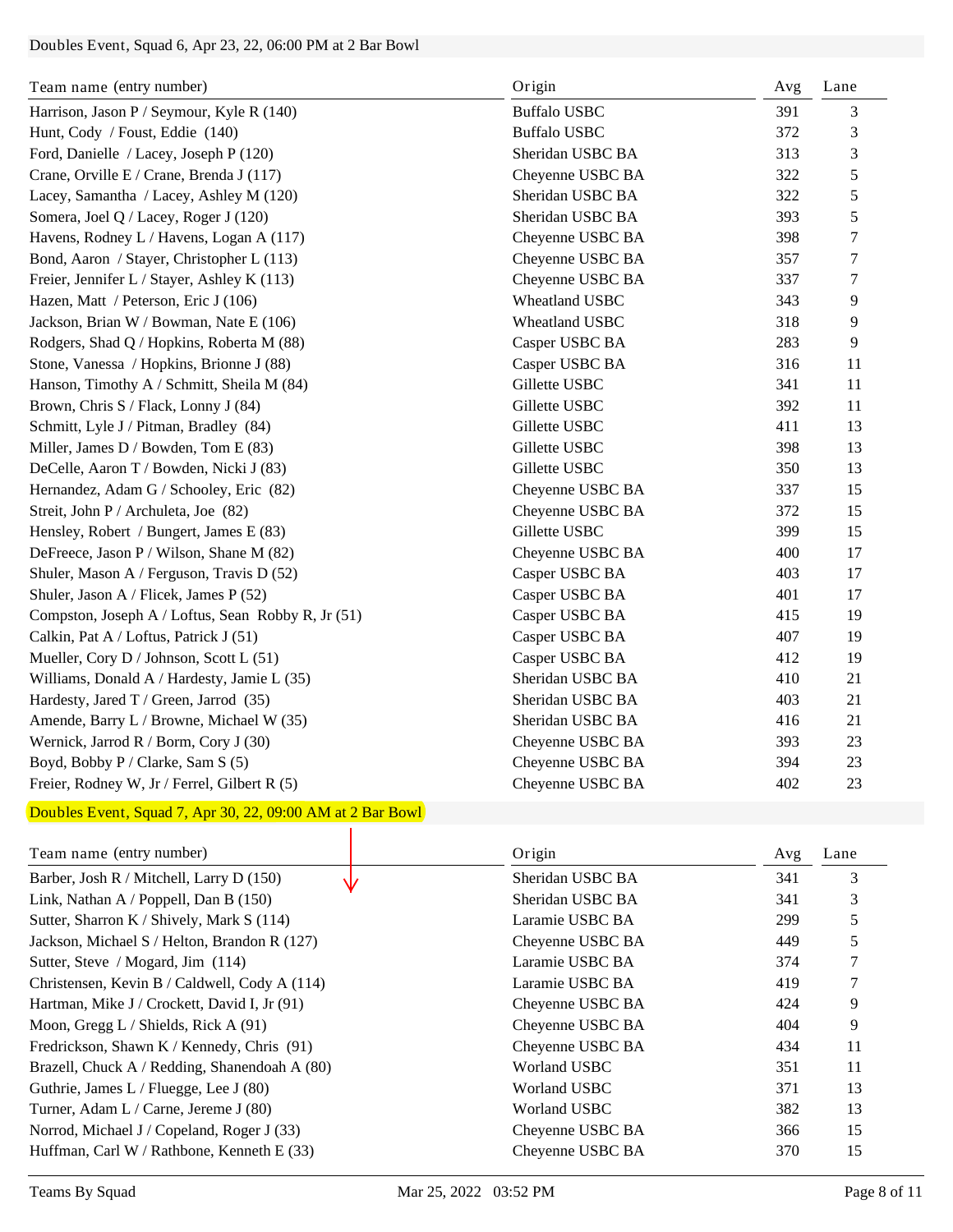## Doubles Event, Squad 6, Apr 23, 22, 06:00 PM at 2 Bar Bowl

| Team name (entry number) | Origin | Avg | Lane |
|---|---|---|---|
| Harrison, Jason P / Seymour, Kyle R (140) | Buffalo USBC | 391 | 3 |
| Hunt, Cody / Foust, Eddie (140) | Buffalo USBC | 372 | 3 |
| Ford, Danielle / Lacey, Joseph P (120) | Sheridan USBC BA | 313 | 3 |
| Crane, Orville E / Crane, Brenda J (117) | Cheyenne USBC BA | 322 | 5 |
| Lacey, Samantha / Lacey, Ashley M (120) | Sheridan USBC BA | 322 | 5 |
| Somera, Joel Q / Lacey, Roger J (120) | Sheridan USBC BA | 393 | 5 |
| Havens, Rodney L / Havens, Logan A (117) | Cheyenne USBC BA | 398 | 7 |
| Bond, Aaron / Stayer, Christopher L (113) | Cheyenne USBC BA | 357 | 7 |
| Freier, Jennifer L / Stayer, Ashley K (113) | Cheyenne USBC BA | 337 | 7 |
| Hazen, Matt / Peterson, Eric J (106) | Wheatland USBC | 343 | 9 |
| Jackson, Brian W / Bowman, Nate E (106) | Wheatland USBC | 318 | 9 |
| Rodgers, Shad Q / Hopkins, Roberta M (88) | Casper USBC BA | 283 | 9 |
| Stone, Vanessa / Hopkins, Brionne J (88) | Casper USBC BA | 316 | 11 |
| Hanson, Timothy A / Schmitt, Sheila M (84) | Gillette USBC | 341 | 11 |
| Brown, Chris S / Flack, Lonny J (84) | Gillette USBC | 392 | 11 |
| Schmitt, Lyle J / Pitman, Bradley (84) | Gillette USBC | 411 | 13 |
| Miller, James D / Bowden, Tom E (83) | Gillette USBC | 398 | 13 |
| DeCelle, Aaron T / Bowden, Nicki J (83) | Gillette USBC | 350 | 13 |
| Hernandez, Adam G / Schooley, Eric (82) | Cheyenne USBC BA | 337 | 15 |
| Streit, John P / Archuleta, Joe (82) | Cheyenne USBC BA | 372 | 15 |
| Hensley, Robert / Bungert, James E (83) | Gillette USBC | 399 | 15 |
| DeFreece, Jason P / Wilson, Shane M (82) | Cheyenne USBC BA | 400 | 17 |
| Shuler, Mason A / Ferguson, Travis D (52) | Casper USBC BA | 403 | 17 |
| Shuler, Jason A / Flicek, James P (52) | Casper USBC BA | 401 | 17 |
| Compston, Joseph A / Loftus, Sean Robby R, Jr (51) | Casper USBC BA | 415 | 19 |
| Calkin, Pat A / Loftus, Patrick J (51) | Casper USBC BA | 407 | 19 |
| Mueller, Cory D / Johnson, Scott L (51) | Casper USBC BA | 412 | 19 |
| Williams, Donald A / Hardesty, Jamie L (35) | Sheridan USBC BA | 410 | 21 |
| Hardesty, Jared T / Green, Jarrod (35) | Sheridan USBC BA | 403 | 21 |
| Amende, Barry L / Browne, Michael W (35) | Sheridan USBC BA | 416 | 21 |
| Wernick, Jarrod R / Borm, Cory J (30) | Cheyenne USBC BA | 393 | 23 |
| Boyd, Bobby P / Clarke, Sam S (5) | Cheyenne USBC BA | 394 | 23 |
| Freier, Rodney W, Jr / Ferrel, Gilbert R (5) | Cheyenne USBC BA | 402 | 23 |

## Doubles Event, Squad 7, Apr 30, 22, 09:00 AM at 2 Bar Bowl

| Team name (entry number) | Origin | Avg | Lane |
|---|---|---|---|
| Barber, Josh R / Mitchell, Larry D (150) | Sheridan USBC BA | 341 | 3 |
| Link, Nathan A / Poppell, Dan B (150) | Sheridan USBC BA | 341 | 3 |
| Sutter, Sharron K / Shively, Mark S (114) | Laramie USBC BA | 299 | 5 |
| Jackson, Michael S / Helton, Brandon R (127) | Cheyenne USBC BA | 449 | 5 |
| Sutter, Steve / Mogard, Jim (114) | Laramie USBC BA | 374 | 7 |
| Christensen, Kevin B / Caldwell, Cody A (114) | Laramie USBC BA | 419 | 7 |
| Hartman, Mike J / Crockett, David I, Jr (91) | Cheyenne USBC BA | 424 | 9 |
| Moon, Gregg L / Shields, Rick A (91) | Cheyenne USBC BA | 404 | 9 |
| Fredrickson, Shawn K / Kennedy, Chris (91) | Cheyenne USBC BA | 434 | 11 |
| Brazell, Chuck A / Redding, Shanendoah A (80) | Worland USBC | 351 | 11 |
| Guthrie, James L / Fluegge, Lee J (80) | Worland USBC | 371 | 13 |
| Turner, Adam L / Carne, Jereme J (80) | Worland USBC | 382 | 13 |
| Norrod, Michael J / Copeland, Roger J (33) | Cheyenne USBC BA | 366 | 15 |
| Huffman, Carl W / Rathbone, Kenneth E (33) | Cheyenne USBC BA | 370 | 15 |

Teams By Squad — Mar 25, 2022 03:52 PM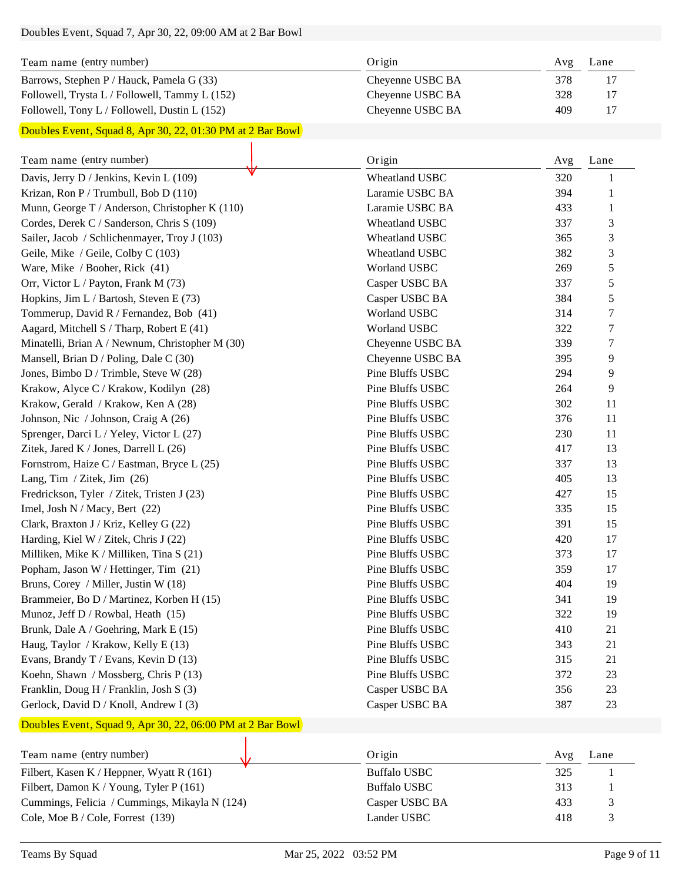Doubles Event, Squad 7, Apr 30, 22, 09:00 AM at 2 Bar Bowl

| Team name (entry number) | Origin | Avg | Lane |
|---|---|---|---|
| Barrows, Stephen P / Hauck, Pamela G (33) | Cheyenne USBC BA | 378 | 17 |
| Followell, Trysta L / Followell, Tammy L (152) | Cheyenne USBC BA | 328 | 17 |
| Followell, Tony L / Followell, Dustin L (152) | Cheyenne USBC BA | 409 | 17 |

Doubles Event, Squad 8, Apr 30, 22, 01:30 PM at 2 Bar Bowl

| Team name (entry number) | Origin | Avg | Lane |
|---|---|---|---|
| Davis, Jerry D / Jenkins, Kevin L (109) | Wheatland USBC | 320 | 1 |
| Krizan, Ron P / Trumbull, Bob D (110) | Laramie USBC BA | 394 | 1 |
| Munn, George T / Anderson, Christopher K (110) | Laramie USBC BA | 433 | 1 |
| Cordes, Derek C / Sanderson, Chris S (109) | Wheatland USBC | 337 | 3 |
| Sailer, Jacob / Schlichenmayer, Troy J (103) | Wheatland USBC | 365 | 3 |
| Geile, Mike / Geile, Colby C (103) | Wheatland USBC | 382 | 3 |
| Ware, Mike / Booher, Rick (41) | Worland USBC | 269 | 5 |
| Orr, Victor L / Payton, Frank M (73) | Casper USBC BA | 337 | 5 |
| Hopkins, Jim L / Bartosh, Steven E (73) | Casper USBC BA | 384 | 5 |
| Tommerup, David R / Fernandez, Bob (41) | Worland USBC | 314 | 7 |
| Aagard, Mitchell S / Tharp, Robert E (41) | Worland USBC | 322 | 7 |
| Minatelli, Brian A / Newnum, Christopher M (30) | Cheyenne USBC BA | 339 | 7 |
| Mansell, Brian D / Poling, Dale C (30) | Cheyenne USBC BA | 395 | 9 |
| Jones, Bimbo D / Trimble, Steve W (28) | Pine Bluffs USBC | 294 | 9 |
| Krakow, Alyce C / Krakow, Kodilyn (28) | Pine Bluffs USBC | 264 | 9 |
| Krakow, Gerald / Krakow, Ken A (28) | Pine Bluffs USBC | 302 | 11 |
| Johnson, Nic / Johnson, Craig A (26) | Pine Bluffs USBC | 376 | 11 |
| Sprenger, Darci L / Yeley, Victor L (27) | Pine Bluffs USBC | 230 | 11 |
| Zitek, Jared K / Jones, Darrell L (26) | Pine Bluffs USBC | 417 | 13 |
| Fornstrom, Haize C / Eastman, Bryce L (25) | Pine Bluffs USBC | 337 | 13 |
| Lang, Tim / Zitek, Jim (26) | Pine Bluffs USBC | 405 | 13 |
| Fredrickson, Tyler / Zitek, Tristen J (23) | Pine Bluffs USBC | 427 | 15 |
| Imel, Josh N / Macy, Bert (22) | Pine Bluffs USBC | 335 | 15 |
| Clark, Braxton J / Kriz, Kelley G (22) | Pine Bluffs USBC | 391 | 15 |
| Harding, Kiel W / Zitek, Chris J (22) | Pine Bluffs USBC | 420 | 17 |
| Milliken, Mike K / Milliken, Tina S (21) | Pine Bluffs USBC | 373 | 17 |
| Popham, Jason W / Hettinger, Tim (21) | Pine Bluffs USBC | 359 | 17 |
| Bruns, Corey / Miller, Justin W (18) | Pine Bluffs USBC | 404 | 19 |
| Brammeier, Bo D / Martinez, Korben H (15) | Pine Bluffs USBC | 341 | 19 |
| Munoz, Jeff D / Rowbal, Heath (15) | Pine Bluffs USBC | 322 | 19 |
| Brunk, Dale A / Goehring, Mark E (15) | Pine Bluffs USBC | 410 | 21 |
| Haug, Taylor / Krakow, Kelly E (13) | Pine Bluffs USBC | 343 | 21 |
| Evans, Brandy T / Evans, Kevin D (13) | Pine Bluffs USBC | 315 | 21 |
| Koehn, Shawn / Mossberg, Chris P (13) | Pine Bluffs USBC | 372 | 23 |
| Franklin, Doug H / Franklin, Josh S (3) | Casper USBC BA | 356 | 23 |
| Gerlock, David D / Knoll, Andrew I (3) | Casper USBC BA | 387 | 23 |

Doubles Event, Squad 9, Apr 30, 22, 06:00 PM at 2 Bar Bowl

| Team name (entry number) | Origin | Avg | Lane |
|---|---|---|---|
| Filbert, Kasen K / Heppner, Wyatt R (161) | Buffalo USBC | 325 | 1 |
| Filbert, Damon K / Young, Tyler P (161) | Buffalo USBC | 313 | 1 |
| Cummings, Felicia / Cummings, Mikayla N (124) | Casper USBC BA | 433 | 3 |
| Cole, Moe B / Cole, Forrest (139) | Lander USBC | 418 | 3 |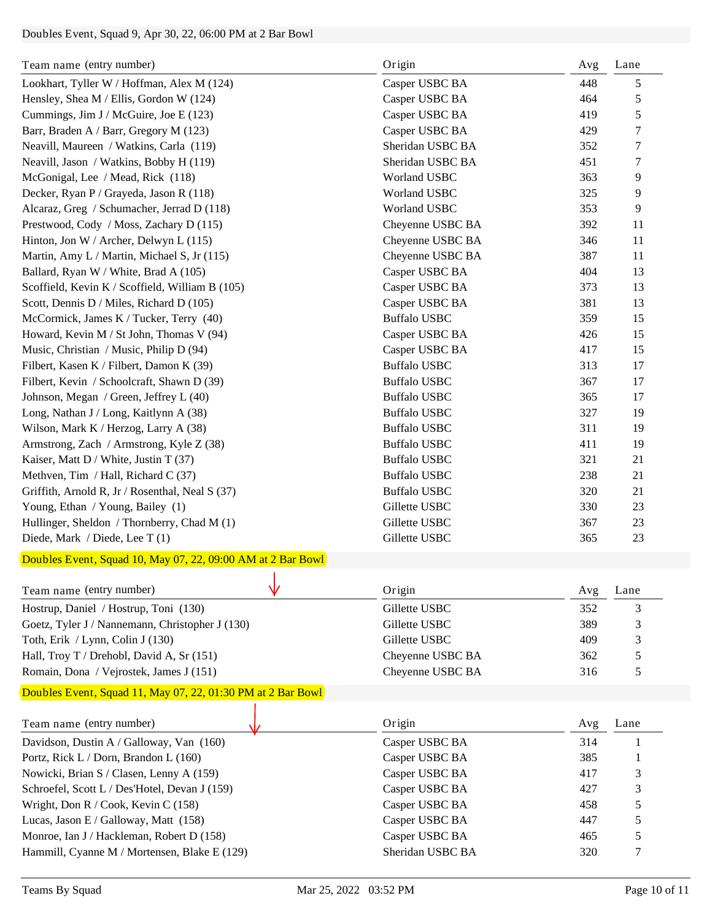## Doubles Event, Squad 9, Apr 30, 22, 06:00 PM at 2 Bar Bowl

| Team name (entry number) | Origin | Avg | Lane |
|---|---|---|---|
| Lookhart, Tyller W / Hoffman, Alex M (124) | Casper USBC BA | 448 | 5 |
| Hensley, Shea M / Ellis, Gordon W (124) | Casper USBC BA | 464 | 5 |
| Cummings, Jim J / McGuire, Joe E (123) | Casper USBC BA | 419 | 5 |
| Barr, Braden A / Barr, Gregory M (123) | Casper USBC BA | 429 | 7 |
| Neavill, Maureen / Watkins, Carla (119) | Sheridan USBC BA | 352 | 7 |
| Neavill, Jason / Watkins, Bobby H (119) | Sheridan USBC BA | 451 | 7 |
| McGonigal, Lee / Mead, Rick (118) | Worland USBC | 363 | 9 |
| Decker, Ryan P / Grayeda, Jason R (118) | Worland USBC | 325 | 9 |
| Alcaraz, Greg / Schumacher, Jerrad D (118) | Worland USBC | 353 | 9 |
| Prestwood, Cody / Moss, Zachary D (115) | Cheyenne USBC BA | 392 | 11 |
| Hinton, Jon W / Archer, Delwyn L (115) | Cheyenne USBC BA | 346 | 11 |
| Martin, Amy L / Martin, Michael S, Jr (115) | Cheyenne USBC BA | 387 | 11 |
| Ballard, Ryan W / White, Brad A (105) | Casper USBC BA | 404 | 13 |
| Scoffield, Kevin K / Scoffield, William B (105) | Casper USBC BA | 373 | 13 |
| Scott, Dennis D / Miles, Richard D (105) | Casper USBC BA | 381 | 13 |
| McCormick, James K / Tucker, Terry (40) | Buffalo USBC | 359 | 15 |
| Howard, Kevin M / St John, Thomas V (94) | Casper USBC BA | 426 | 15 |
| Music, Christian / Music, Philip D (94) | Casper USBC BA | 417 | 15 |
| Filbert, Kasen K / Filbert, Damon K (39) | Buffalo USBC | 313 | 17 |
| Filbert, Kevin / Schoolcraft, Shawn D (39) | Buffalo USBC | 367 | 17 |
| Johnson, Megan / Green, Jeffrey L (40) | Buffalo USBC | 365 | 17 |
| Long, Nathan J / Long, Kaitlynn A (38) | Buffalo USBC | 327 | 19 |
| Wilson, Mark K / Herzog, Larry A (38) | Buffalo USBC | 311 | 19 |
| Armstrong, Zach / Armstrong, Kyle Z (38) | Buffalo USBC | 411 | 19 |
| Kaiser, Matt D / White, Justin T (37) | Buffalo USBC | 321 | 21 |
| Methven, Tim / Hall, Richard C (37) | Buffalo USBC | 238 | 21 |
| Griffith, Arnold R, Jr / Rosenthal, Neal S (37) | Buffalo USBC | 320 | 21 |
| Young, Ethan / Young, Bailey (1) | Gillette USBC | 330 | 23 |
| Hullinger, Sheldon / Thornberry, Chad M (1) | Gillette USBC | 367 | 23 |
| Diede, Mark / Diede, Lee T (1) | Gillette USBC | 365 | 23 |

## Doubles Event, Squad 10, May 07, 22, 09:00 AM at 2 Bar Bowl

| Team name (entry number) | Origin | Avg | Lane |
|---|---|---|---|
| Hostrup, Daniel / Hostrup, Toni (130) | Gillette USBC | 352 | 3 |
| Goetz, Tyler J / Nannemann, Christopher J (130) | Gillette USBC | 389 | 3 |
| Toth, Erik / Lynn, Colin J (130) | Gillette USBC | 409 | 3 |
| Hall, Troy T / Drehobl, David A, Sr (151) | Cheyenne USBC BA | 362 | 5 |
| Romain, Dona / Vejrostek, James J (151) | Cheyenne USBC BA | 316 | 5 |

## Doubles Event, Squad 11, May 07, 22, 01:30 PM at 2 Bar Bowl

| Team name (entry number) | Origin | Avg | Lane |
|---|---|---|---|
| Davidson, Dustin A / Galloway, Van (160) | Casper USBC BA | 314 | 1 |
| Portz, Rick L / Dorn, Brandon L (160) | Casper USBC BA | 385 | 1 |
| Nowicki, Brian S / Clasen, Lenny A (159) | Casper USBC BA | 417 | 3 |
| Schroefel, Scott L / Des'Hotel, Devan J (159) | Casper USBC BA | 427 | 3 |
| Wright, Don R / Cook, Kevin C (158) | Casper USBC BA | 458 | 5 |
| Lucas, Jason E / Galloway, Matt (158) | Casper USBC BA | 447 | 5 |
| Monroe, Ian J / Hackleman, Robert D (158) | Casper USBC BA | 465 | 5 |
| Hammill, Cyanne M / Mortensen, Blake E (129) | Sheridan USBC BA | 320 | 7 |

Teams By Squad — Mar 25, 2022 03:52 PM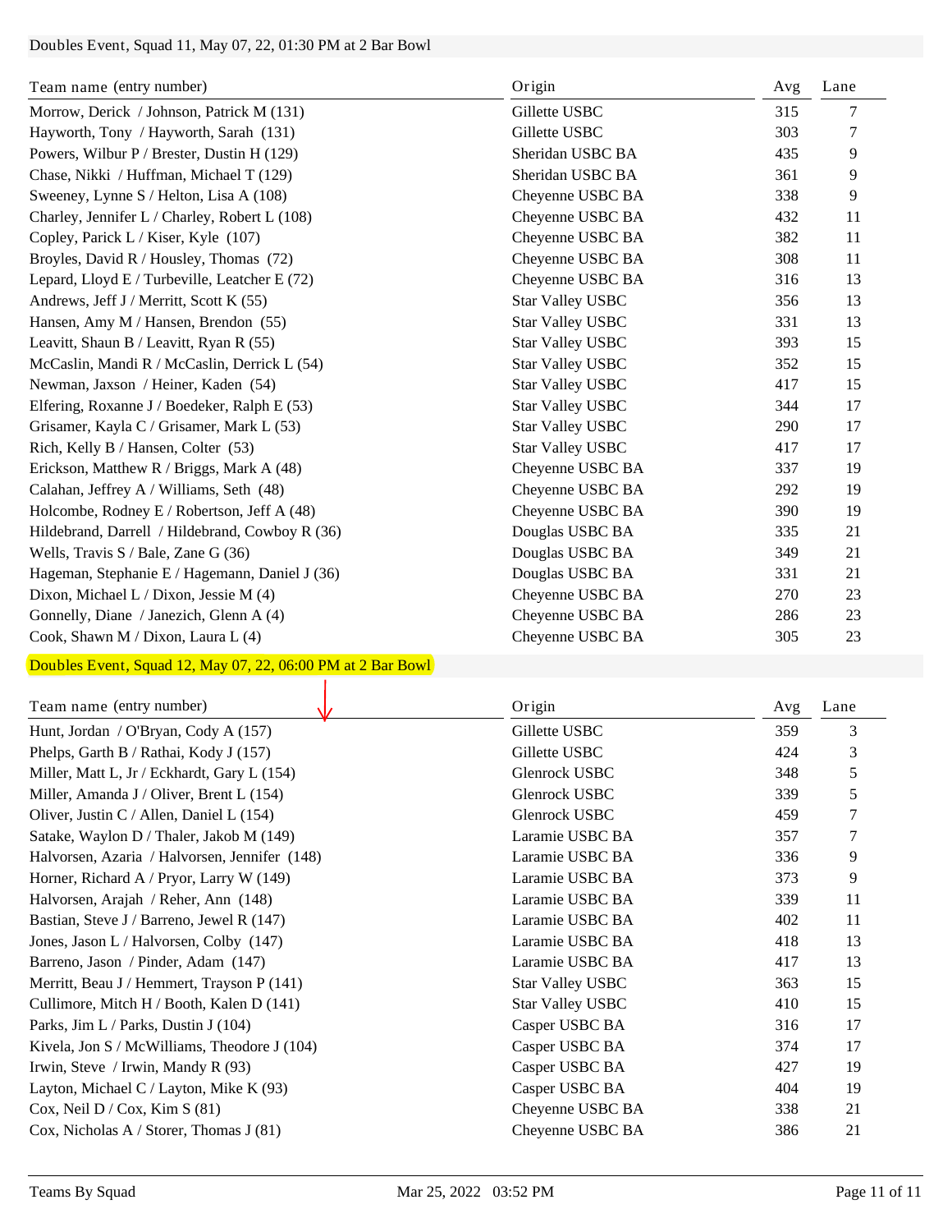Doubles Event, Squad 11, May 07, 22, 01:30 PM at 2 Bar Bowl

| Team name (entry number) | Origin | Avg | Lane |
|---|---|---|---|
| Morrow, Derick / Johnson, Patrick M (131) | Gillette USBC | 315 | 7 |
| Hayworth, Tony / Hayworth, Sarah (131) | Gillette USBC | 303 | 7 |
| Powers, Wilbur P / Brester, Dustin H (129) | Sheridan USBC BA | 435 | 9 |
| Chase, Nikki / Huffman, Michael T (129) | Sheridan USBC BA | 361 | 9 |
| Sweeney, Lynne S / Helton, Lisa A (108) | Cheyenne USBC BA | 338 | 9 |
| Charley, Jennifer L / Charley, Robert L (108) | Cheyenne USBC BA | 432 | 11 |
| Copley, Parick L / Kiser, Kyle (107) | Cheyenne USBC BA | 382 | 11 |
| Broyles, David R / Housley, Thomas (72) | Cheyenne USBC BA | 308 | 11 |
| Lepard, Lloyd E / Turbeville, Leatcher E (72) | Cheyenne USBC BA | 316 | 13 |
| Andrews, Jeff J / Merritt, Scott K (55) | Star Valley USBC | 356 | 13 |
| Hansen, Amy M / Hansen, Brendon (55) | Star Valley USBC | 331 | 13 |
| Leavitt, Shaun B / Leavitt, Ryan R (55) | Star Valley USBC | 393 | 15 |
| McCaslin, Mandi R / McCaslin, Derrick L (54) | Star Valley USBC | 352 | 15 |
| Newman, Jaxson / Heiner, Kaden (54) | Star Valley USBC | 417 | 15 |
| Elfering, Roxanne J / Boedeker, Ralph E (53) | Star Valley USBC | 344 | 17 |
| Grisamer, Kayla C / Grisamer, Mark L (53) | Star Valley USBC | 290 | 17 |
| Rich, Kelly B / Hansen, Colter (53) | Star Valley USBC | 417 | 17 |
| Erickson, Matthew R / Briggs, Mark A (48) | Cheyenne USBC BA | 337 | 19 |
| Calahan, Jeffrey A / Williams, Seth (48) | Cheyenne USBC BA | 292 | 19 |
| Holcombe, Rodney E / Robertson, Jeff A (48) | Cheyenne USBC BA | 390 | 19 |
| Hildebrand, Darrell / Hildebrand, Cowboy R (36) | Douglas USBC BA | 335 | 21 |
| Wells, Travis S / Bale, Zane G (36) | Douglas USBC BA | 349 | 21 |
| Hageman, Stephanie E / Hagemann, Daniel J (36) | Douglas USBC BA | 331 | 21 |
| Dixon, Michael L / Dixon, Jessie M (4) | Cheyenne USBC BA | 270 | 23 |
| Gonnelly, Diane / Janezich, Glenn A (4) | Cheyenne USBC BA | 286 | 23 |
| Cook, Shawn M / Dixon, Laura L (4) | Cheyenne USBC BA | 305 | 23 |

Doubles Event, Squad 12, May 07, 22, 06:00 PM at 2 Bar Bowl

| Team name (entry number) | Origin | Avg | Lane |
|---|---|---|---|
| Hunt, Jordan / O'Bryan, Cody A (157) | Gillette USBC | 359 | 3 |
| Phelps, Garth B / Rathai, Kody J (157) | Gillette USBC | 424 | 3 |
| Miller, Matt L, Jr / Eckhardt, Gary L (154) | Glenrock USBC | 348 | 5 |
| Miller, Amanda J / Oliver, Brent L (154) | Glenrock USBC | 339 | 5 |
| Oliver, Justin C / Allen, Daniel L (154) | Glenrock USBC | 459 | 7 |
| Satake, Waylon D / Thaler, Jakob M (149) | Laramie USBC BA | 357 | 7 |
| Halvorsen, Azaria / Halvorsen, Jennifer (148) | Laramie USBC BA | 336 | 9 |
| Horner, Richard A / Pryor, Larry W (149) | Laramie USBC BA | 373 | 9 |
| Halvorsen, Arajah / Reher, Ann (148) | Laramie USBC BA | 339 | 11 |
| Bastian, Steve J / Barreno, Jewel R (147) | Laramie USBC BA | 402 | 11 |
| Jones, Jason L / Halvorsen, Colby (147) | Laramie USBC BA | 418 | 13 |
| Barreno, Jason / Pinder, Adam (147) | Laramie USBC BA | 417 | 13 |
| Merritt, Beau J / Hemmert, Trayson P (141) | Star Valley USBC | 363 | 15 |
| Cullimore, Mitch H / Booth, Kalen D (141) | Star Valley USBC | 410 | 15 |
| Parks, Jim L / Parks, Dustin J (104) | Casper USBC BA | 316 | 17 |
| Kivela, Jon S / McWilliams, Theodore J (104) | Casper USBC BA | 374 | 17 |
| Irwin, Steve / Irwin, Mandy R (93) | Casper USBC BA | 427 | 19 |
| Layton, Michael C / Layton, Mike K (93) | Casper USBC BA | 404 | 19 |
| Cox, Neil D / Cox, Kim S (81) | Cheyenne USBC BA | 338 | 21 |
| Cox, Nicholas A / Storer, Thomas J (81) | Cheyenne USBC BA | 386 | 21 |

Teams By Squad Mar 25, 2022 03:52 PM